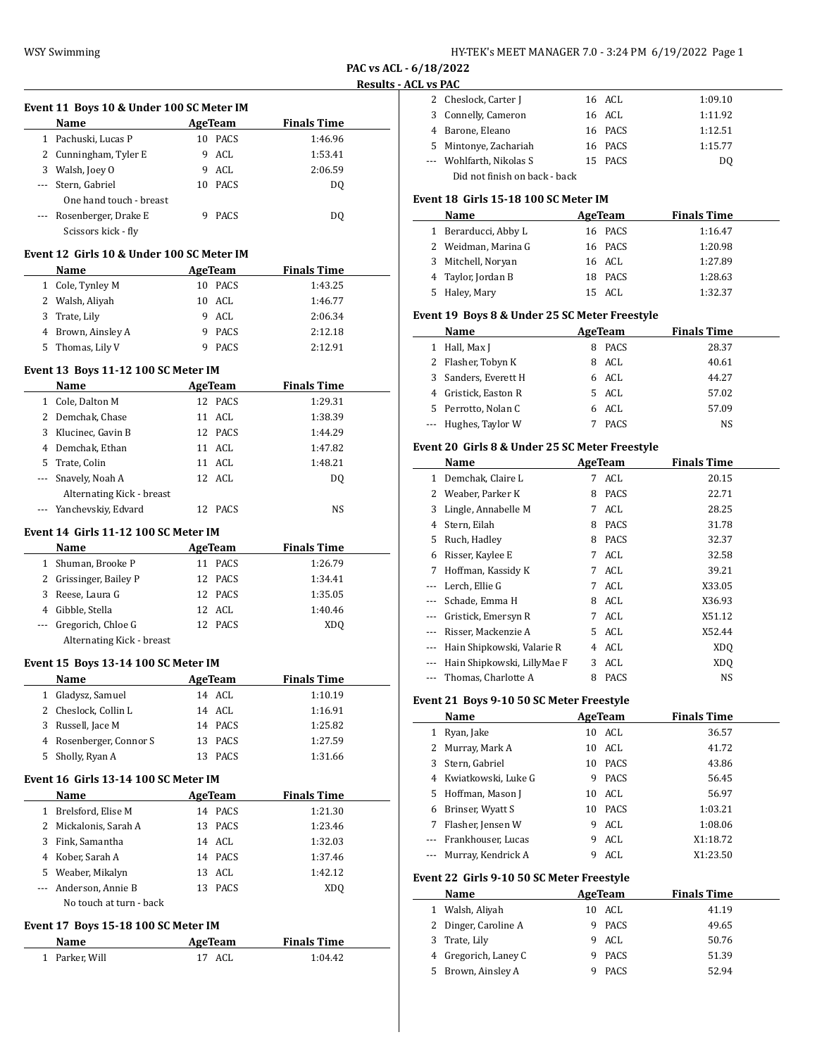## PAC vs ACL - 6/18/2022

### Results - ACL vs PAC

#### Event 11 Boys 10 & Under 100 SC Meter IM

| | Name | Age | Team | Finals Time |
|---|---|---|---|---|
| 1 | Pachuski, Lucas P | 10 | PACS | 1:46.96 |
| 2 | Cunningham, Tyler E | 9 | ACL | 1:53.41 |
| 3 | Walsh, Joey O | 9 | ACL | 2:06.59 |
| --- | Stern, Gabriel | 10 | PACS | DQ |
| | One hand touch - breast | | | |
| --- | Rosenberger, Drake E | 9 | PACS | DQ |
| | Scissors kick - fly | | | |

#### Event 12 Girls 10 & Under 100 SC Meter IM

| | Name | Age | Team | Finals Time |
|---|---|---|---|---|
| 1 | Cole, Tynley M | 10 | PACS | 1:43.25 |
| 2 | Walsh, Aliyah | 10 | ACL | 1:46.77 |
| 3 | Trate, Lily | 9 | ACL | 2:06.34 |
| 4 | Brown, Ainsley A | 9 | PACS | 2:12.18 |
| 5 | Thomas, Lily V | 9 | PACS | 2:12.91 |

#### Event 13 Boys 11-12 100 SC Meter IM

| | Name | Age | Team | Finals Time |
|---|---|---|---|---|
| 1 | Cole, Dalton M | 12 | PACS | 1:29.31 |
| 2 | Demchak, Chase | 11 | ACL | 1:38.39 |
| 3 | Klucinec, Gavin B | 12 | PACS | 1:44.29 |
| 4 | Demchak, Ethan | 11 | ACL | 1:47.82 |
| 5 | Trate, Colin | 11 | ACL | 1:48.21 |
| --- | Snavely, Noah A | 12 | ACL | DQ |
| | Alternating Kick - breast | | | |
| --- | Yanchevskiy, Edvard | 12 | PACS | NS |

#### Event 14 Girls 11-12 100 SC Meter IM

| | Name | Age | Team | Finals Time |
|---|---|---|---|---|
| 1 | Shuman, Brooke P | 11 | PACS | 1:26.79 |
| 2 | Grissinger, Bailey P | 12 | PACS | 1:34.41 |
| 3 | Reese, Laura G | 12 | PACS | 1:35.05 |
| 4 | Gibble, Stella | 12 | ACL | 1:40.46 |
| --- | Gregorich, Chloe G | 12 | PACS | XDQ |
| | Alternating Kick - breast | | | |

#### Event 15 Boys 13-14 100 SC Meter IM

| | Name | Age | Team | Finals Time |
|---|---|---|---|---|
| 1 | Gladysz, Samuel | 14 | ACL | 1:10.19 |
| 2 | Cheslock, Collin L | 14 | ACL | 1:16.91 |
| 3 | Russell, Jace M | 14 | PACS | 1:25.82 |
| 4 | Rosenberger, Connor S | 13 | PACS | 1:27.59 |
| 5 | Sholly, Ryan A | 13 | PACS | 1:31.66 |

#### Event 16 Girls 13-14 100 SC Meter IM

| | Name | Age | Team | Finals Time |
|---|---|---|---|---|
| 1 | Brelsford, Elise M | 14 | PACS | 1:21.30 |
| 2 | Mickalonis, Sarah A | 13 | PACS | 1:23.46 |
| 3 | Fink, Samantha | 14 | ACL | 1:32.03 |
| 4 | Kober, Sarah A | 14 | PACS | 1:37.46 |
| 5 | Weaber, Mikalyn | 13 | ACL | 1:42.12 |
| --- | Anderson, Annie B | 13 | PACS | XDQ |
| | No touch at turn - back | | | |

#### Event 17 Boys 15-18 100 SC Meter IM

| | Name | Age | Team | Finals Time |
|---|---|---|---|---|
| 1 | Parker, Will | 17 | ACL | 1:04.42 |
| 2 | Cheslock, Carter J | 16 | ACL | 1:09.10 |
| 3 | Connelly, Cameron | 16 | ACL | 1:11.92 |
| 4 | Barone, Eleano | 16 | PACS | 1:12.51 |
| 5 | Mintonye, Zachariah | 16 | PACS | 1:15.77 |
| --- | Wohlfarth, Nikolas S | 15 | PACS | DQ |
| | Did not finish on back - back | | | |

#### Event 18 Girls 15-18 100 SC Meter IM

| | Name | Age | Team | Finals Time |
|---|---|---|---|---|
| 1 | Berarducci, Abby L | 16 | PACS | 1:16.47 |
| 2 | Weidman, Marina G | 16 | PACS | 1:20.98 |
| 3 | Mitchell, Noryan | 16 | ACL | 1:27.89 |
| 4 | Taylor, Jordan B | 18 | PACS | 1:28.63 |
| 5 | Haley, Mary | 15 | ACL | 1:32.37 |

#### Event 19 Boys 8 & Under 25 SC Meter Freestyle

| | Name | Age | Team | Finals Time |
|---|---|---|---|---|
| 1 | Hall, Max J | 8 | PACS | 28.37 |
| 2 | Flasher, Tobyn K | 8 | ACL | 40.61 |
| 3 | Sanders, Everett H | 6 | ACL | 44.27 |
| 4 | Gristick, Easton R | 5 | ACL | 57.02 |
| 5 | Perrotto, Nolan C | 6 | ACL | 57.09 |
| --- | Hughes, Taylor W | 7 | PACS | NS |

#### Event 20 Girls 8 & Under 25 SC Meter Freestyle

| | Name | Age | Team | Finals Time |
|---|---|---|---|---|
| 1 | Demchak, Claire L | 7 | ACL | 20.15 |
| 2 | Weaber, Parker K | 8 | PACS | 22.71 |
| 3 | Lingle, Annabelle M | 7 | ACL | 28.25 |
| 4 | Stern, Eilah | 8 | PACS | 31.78 |
| 5 | Ruch, Hadley | 8 | PACS | 32.37 |
| 6 | Risser, Kaylee E | 7 | ACL | 32.58 |
| 7 | Hoffman, Kassidy K | 7 | ACL | 39.21 |
| --- | Lerch, Ellie G | 7 | ACL | X33.05 |
| --- | Schade, Emma H | 8 | ACL | X36.93 |
| --- | Gristick, Emersyn R | 7 | ACL | X51.12 |
| --- | Risser, Mackenzie A | 5 | ACL | X52.44 |
| --- | Hain Shipkowski, Valarie R | 4 | ACL | XDQ |
| --- | Hain Shipkowski, LillyMae F | 3 | ACL | XDQ |
| --- | Thomas, Charlotte A | 8 | PACS | NS |

#### Event 21 Boys 9-10 50 SC Meter Freestyle

| | Name | Age | Team | Finals Time |
|---|---|---|---|---|
| 1 | Ryan, Jake | 10 | ACL | 36.57 |
| 2 | Murray, Mark A | 10 | ACL | 41.72 |
| 3 | Stern, Gabriel | 10 | PACS | 43.86 |
| 4 | Kwiatkowski, Luke G | 9 | PACS | 56.45 |
| 5 | Hoffman, Mason J | 10 | ACL | 56.97 |
| 6 | Brinser, Wyatt S | 10 | PACS | 1:03.21 |
| 7 | Flasher, Jensen W | 9 | ACL | 1:08.06 |
| --- | Frankhouser, Lucas | 9 | ACL | X1:18.72 |
| --- | Murray, Kendrick A | 9 | ACL | X1:23.50 |

#### Event 22 Girls 9-10 50 SC Meter Freestyle

| | Name | Age | Team | Finals Time |
|---|---|---|---|---|
| 1 | Walsh, Aliyah | 10 | ACL | 41.19 |
| 2 | Dinger, Caroline A | 9 | PACS | 49.65 |
| 3 | Trate, Lily | 9 | ACL | 50.76 |
| 4 | Gregorich, Laney C | 9 | PACS | 51.39 |
| 5 | Brown, Ainsley A | 9 | PACS | 52.94 |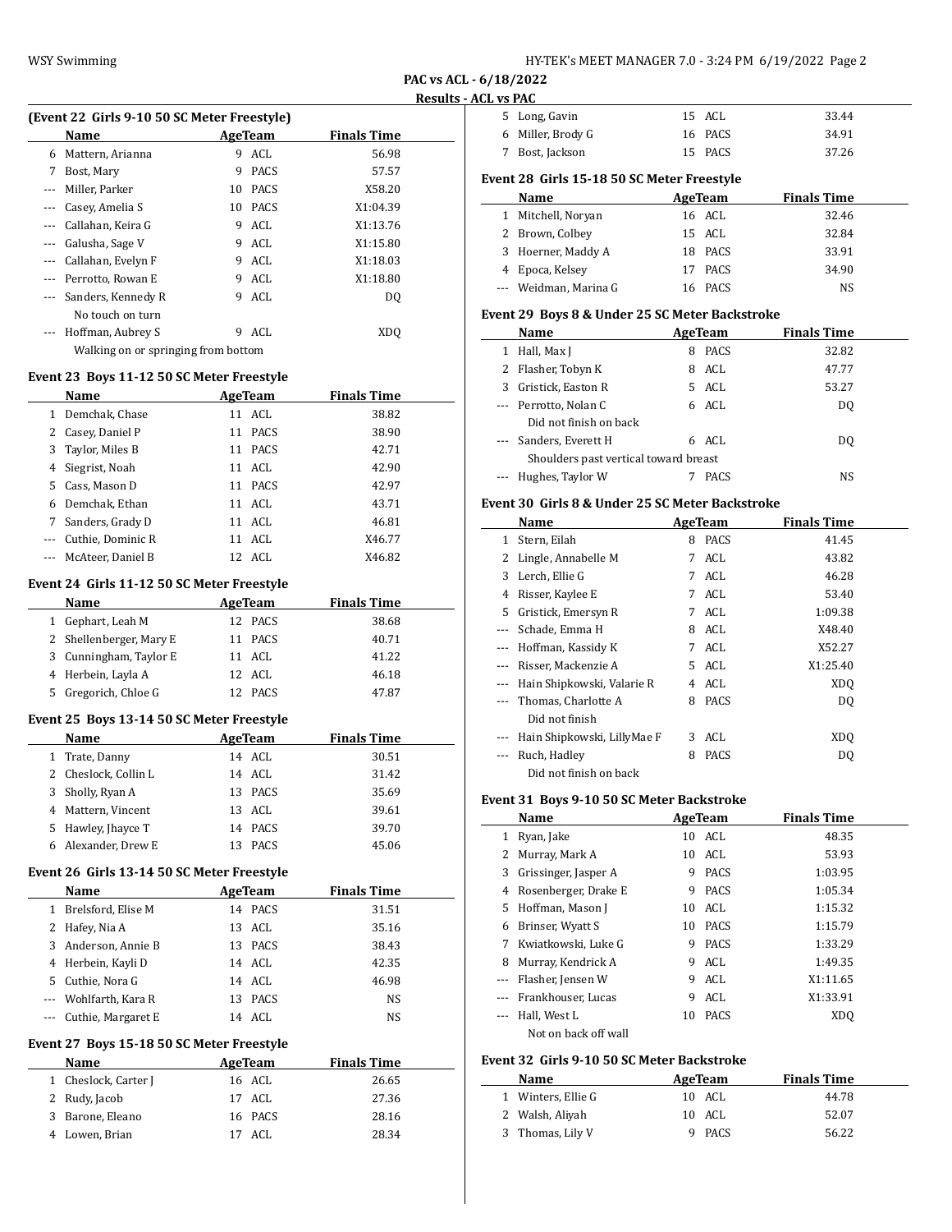PAC vs ACL - 6/18/2022

Results - ACL vs PAC

### (Event 22 Girls 9-10 50 SC Meter Freestyle)

| | Name | Age | Team | Finals Time |
|---|---|---|---|---|
| 6 | Mattern, Arianna | 9 | ACL | 56.98 |
| 7 | Bost, Mary | 9 | PACS | 57.57 |
| --- | Miller, Parker | 10 | PACS | X58.20 |
| --- | Casey, Amelia S | 10 | PACS | X1:04.39 |
| --- | Callahan, Keira G | 9 | ACL | X1:13.76 |
| --- | Galusha, Sage V | 9 | ACL | X1:15.80 |
| --- | Callahan, Evelyn F | 9 | ACL | X1:18.03 |
| --- | Perrotto, Rowan E | 9 | ACL | X1:18.80 |
| --- | Sanders, Kennedy R | 9 | ACL | DQ |
| | No touch on turn | | | |
| --- | Hoffman, Aubrey S | 9 | ACL | XDQ |
| | Walking on or springing from bottom | | | |

### Event 23 Boys 11-12 50 SC Meter Freestyle

| | Name | Age | Team | Finals Time |
|---|---|---|---|---|
| 1 | Demchak, Chase | 11 | ACL | 38.82 |
| 2 | Casey, Daniel P | 11 | PACS | 38.90 |
| 3 | Taylor, Miles B | 11 | PACS | 42.71 |
| 4 | Siegrist, Noah | 11 | ACL | 42.90 |
| 5 | Cass, Mason D | 11 | PACS | 42.97 |
| 6 | Demchak, Ethan | 11 | ACL | 43.71 |
| 7 | Sanders, Grady D | 11 | ACL | 46.81 |
| --- | Cuthie, Dominic R | 11 | ACL | X46.77 |
| --- | McAteer, Daniel B | 12 | ACL | X46.82 |

### Event 24 Girls 11-12 50 SC Meter Freestyle

| | Name | Age | Team | Finals Time |
|---|---|---|---|---|
| 1 | Gephart, Leah M | 12 | PACS | 38.68 |
| 2 | Shellenberger, Mary E | 11 | PACS | 40.71 |
| 3 | Cunningham, Taylor E | 11 | ACL | 41.22 |
| 4 | Herbein, Layla A | 12 | ACL | 46.18 |
| 5 | Gregorich, Chloe G | 12 | PACS | 47.87 |

### Event 25 Boys 13-14 50 SC Meter Freestyle

| | Name | Age | Team | Finals Time |
|---|---|---|---|---|
| 1 | Trate, Danny | 14 | ACL | 30.51 |
| 2 | Cheslock, Collin L | 14 | ACL | 31.42 |
| 3 | Sholly, Ryan A | 13 | PACS | 35.69 |
| 4 | Mattern, Vincent | 13 | ACL | 39.61 |
| 5 | Hawley, Jhayce T | 14 | PACS | 39.70 |
| 6 | Alexander, Drew E | 13 | PACS | 45.06 |

### Event 26 Girls 13-14 50 SC Meter Freestyle

| | Name | Age | Team | Finals Time |
|---|---|---|---|---|
| 1 | Brelsford, Elise M | 14 | PACS | 31.51 |
| 2 | Hafey, Nia A | 13 | ACL | 35.16 |
| 3 | Anderson, Annie B | 13 | PACS | 38.43 |
| 4 | Herbein, Kayli D | 14 | ACL | 42.35 |
| 5 | Cuthie, Nora G | 14 | ACL | 46.98 |
| --- | Wohlfarth, Kara R | 13 | PACS | NS |
| --- | Cuthie, Margaret E | 14 | ACL | NS |

### Event 27 Boys 15-18 50 SC Meter Freestyle

| | Name | Age | Team | Finals Time |
|---|---|---|---|---|
| 1 | Cheslock, Carter J | 16 | ACL | 26.65 |
| 2 | Rudy, Jacob | 17 | ACL | 27.36 |
| 3 | Barone, Eleano | 16 | PACS | 28.16 |
| 4 | Lowen, Brian | 17 | ACL | 28.34 |
| 5 | Long, Gavin | 15 | ACL | 33.44 |
| 6 | Miller, Brody G | 16 | PACS | 34.91 |
| 7 | Bost, Jackson | 15 | PACS | 37.26 |

### Event 28 Girls 15-18 50 SC Meter Freestyle

| | Name | Age | Team | Finals Time |
|---|---|---|---|---|
| 1 | Mitchell, Noryan | 16 | ACL | 32.46 |
| 2 | Brown, Colbey | 15 | ACL | 32.84 |
| 3 | Hoerner, Maddy A | 18 | PACS | 33.91 |
| 4 | Epoca, Kelsey | 17 | PACS | 34.90 |
| --- | Weidman, Marina G | 16 | PACS | NS |

### Event 29 Boys 8 & Under 25 SC Meter Backstroke

| | Name | Age | Team | Finals Time |
|---|---|---|---|---|
| 1 | Hall, Max J | 8 | PACS | 32.82 |
| 2 | Flasher, Tobyn K | 8 | ACL | 47.77 |
| 3 | Gristick, Easton R | 5 | ACL | 53.27 |
| --- | Perrotto, Nolan C | 6 | ACL | DQ |
| | Did not finish on back | | | |
| --- | Sanders, Everett H | 6 | ACL | DQ |
| | Shoulders past vertical toward breast | | | |
| --- | Hughes, Taylor W | 7 | PACS | NS |

### Event 30 Girls 8 & Under 25 SC Meter Backstroke

| | Name | Age | Team | Finals Time |
|---|---|---|---|---|
| 1 | Stern, Eilah | 8 | PACS | 41.45 |
| 2 | Lingle, Annabelle M | 7 | ACL | 43.82 |
| 3 | Lerch, Ellie G | 7 | ACL | 46.28 |
| 4 | Risser, Kaylee E | 7 | ACL | 53.40 |
| 5 | Gristick, Emersyn R | 7 | ACL | 1:09.38 |
| --- | Schade, Emma H | 8 | ACL | X48.40 |
| --- | Hoffman, Kassidy K | 7 | ACL | X52.27 |
| --- | Risser, Mackenzie A | 5 | ACL | X1:25.40 |
| --- | Hain Shipkowski, Valarie R | 4 | ACL | XDQ |
| --- | Thomas, Charlotte A | 8 | PACS | DQ |
| | Did not finish | | | |
| --- | Hain Shipkowski, LillyMae F | 3 | ACL | XDQ |
| --- | Ruch, Hadley | 8 | PACS | DQ |
| | Did not finish on back | | | |

### Event 31 Boys 9-10 50 SC Meter Backstroke

| | Name | Age | Team | Finals Time |
|---|---|---|---|---|
| 1 | Ryan, Jake | 10 | ACL | 48.35 |
| 2 | Murray, Mark A | 10 | ACL | 53.93 |
| 3 | Grissinger, Jasper A | 9 | PACS | 1:03.95 |
| 4 | Rosenberger, Drake E | 9 | PACS | 1:05.34 |
| 5 | Hoffman, Mason J | 10 | ACL | 1:15.32 |
| 6 | Brinser, Wyatt S | 10 | PACS | 1:15.79 |
| 7 | Kwiatkowski, Luke G | 9 | PACS | 1:33.29 |
| 8 | Murray, Kendrick A | 9 | ACL | 1:49.35 |
| --- | Flasher, Jensen W | 9 | ACL | X1:11.65 |
| --- | Frankhouser, Lucas | 9 | ACL | X1:33.91 |
| --- | Hall, West L | 10 | PACS | XDQ |
| | Not on back off wall | | | |

### Event 32 Girls 9-10 50 SC Meter Backstroke

| | Name | Age | Team | Finals Time |
|---|---|---|---|---|
| 1 | Winters, Ellie G | 10 | ACL | 44.78 |
| 2 | Walsh, Aliyah | 10 | ACL | 52.07 |
| 3 | Thomas, Lily V | 9 | PACS | 56.22 |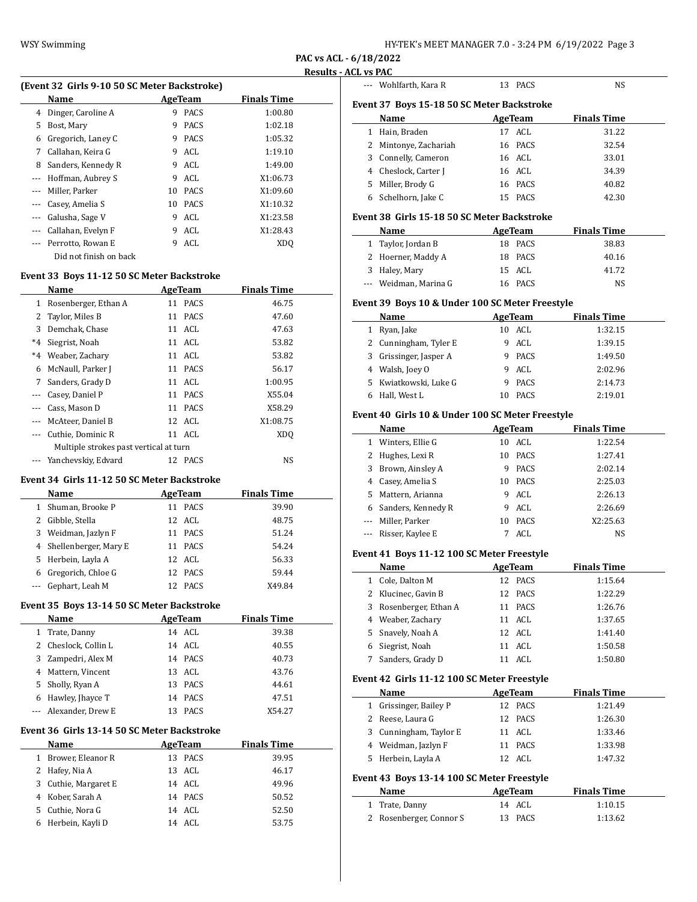## PAC vs ACL - 6/18/2022

### Results - ACL vs PAC

#### (Event 32 Girls 9-10 50 SC Meter Backstroke)

| | Name | Age | Team | Finals Time |
|---|---|---|---|---|
| 4 | Dinger, Caroline A | 9 | PACS | 1:00.80 |
| 5 | Bost, Mary | 9 | PACS | 1:02.18 |
| 6 | Gregorich, Laney C | 9 | PACS | 1:05.32 |
| 7 | Callahan, Keira G | 9 | ACL | 1:19.10 |
| 8 | Sanders, Kennedy R | 9 | ACL | 1:49.00 |
| --- | Hoffman, Aubrey S | 9 | ACL | X1:06.73 |
| --- | Miller, Parker | 10 | PACS | X1:09.60 |
| --- | Casey, Amelia S | 10 | PACS | X1:10.32 |
| --- | Galusha, Sage V | 9 | ACL | X1:23.58 |
| --- | Callahan, Evelyn F | 9 | ACL | X1:28.43 |
| --- | Perrotto, Rowan E | 9 | ACL | XDQ |
| | Did not finish on back | | | |

#### Event 33 Boys 11-12 50 SC Meter Backstroke

| | Name | Age | Team | Finals Time |
|---|---|---|---|---|
| 1 | Rosenberger, Ethan A | 11 | PACS | 46.75 |
| 2 | Taylor, Miles B | 11 | PACS | 47.60 |
| 3 | Demchak, Chase | 11 | ACL | 47.63 |
| *4 | Siegrist, Noah | 11 | ACL | 53.82 |
| *4 | Weaber, Zachary | 11 | ACL | 53.82 |
| 6 | McNaull, Parker J | 11 | PACS | 56.17 |
| 7 | Sanders, Grady D | 11 | ACL | 1:00.95 |
| --- | Casey, Daniel P | 11 | PACS | X55.04 |
| --- | Cass, Mason D | 11 | PACS | X58.29 |
| --- | McAteer, Daniel B | 12 | ACL | X1:08.75 |
| --- | Cuthie, Dominic R | 11 | ACL | XDQ |
| | Multiple strokes past vertical at turn | | | |
| --- | Yanchevskiy, Edvard | 12 | PACS | NS |

#### Event 34 Girls 11-12 50 SC Meter Backstroke

| | Name | Age | Team | Finals Time |
|---|---|---|---|---|
| 1 | Shuman, Brooke P | 11 | PACS | 39.90 |
| 2 | Gibble, Stella | 12 | ACL | 48.75 |
| 3 | Weidman, Jazlyn F | 11 | PACS | 51.24 |
| 4 | Shellenberger, Mary E | 11 | PACS | 54.24 |
| 5 | Herbein, Layla A | 12 | ACL | 56.33 |
| 6 | Gregorich, Chloe G | 12 | PACS | 59.44 |
| --- | Gephart, Leah M | 12 | PACS | X49.84 |

#### Event 35 Boys 13-14 50 SC Meter Backstroke

| | Name | Age | Team | Finals Time |
|---|---|---|---|---|
| 1 | Trate, Danny | 14 | ACL | 39.38 |
| 2 | Cheslock, Collin L | 14 | ACL | 40.55 |
| 3 | Zampedri, Alex M | 14 | PACS | 40.73 |
| 4 | Mattern, Vincent | 13 | ACL | 43.76 |
| 5 | Sholly, Ryan A | 13 | PACS | 44.61 |
| 6 | Hawley, Jhayce T | 14 | PACS | 47.51 |
| --- | Alexander, Drew E | 13 | PACS | X54.27 |

#### Event 36 Girls 13-14 50 SC Meter Backstroke

| | Name | Age | Team | Finals Time |
|---|---|---|---|---|
| 1 | Brower, Eleanor R | 13 | PACS | 39.95 |
| 2 | Hafey, Nia A | 13 | ACL | 46.17 |
| 3 | Cuthie, Margaret E | 14 | ACL | 49.96 |
| 4 | Kober, Sarah A | 14 | PACS | 50.52 |
| 5 | Cuthie, Nora G | 14 | ACL | 52.50 |
| 6 | Herbein, Kayli D | 14 | ACL | 53.75 |
| --- | Wohlfarth, Kara R | 13 | PACS | NS |

#### Event 37 Boys 15-18 50 SC Meter Backstroke

| | Name | Age | Team | Finals Time |
|---|---|---|---|---|
| 1 | Hain, Braden | 17 | ACL | 31.22 |
| 2 | Mintonye, Zachariah | 16 | PACS | 32.54 |
| 3 | Connelly, Cameron | 16 | ACL | 33.01 |
| 4 | Cheslock, Carter J | 16 | ACL | 34.39 |
| 5 | Miller, Brody G | 16 | PACS | 40.82 |
| 6 | Schelhorn, Jake C | 15 | PACS | 42.30 |

#### Event 38 Girls 15-18 50 SC Meter Backstroke

| | Name | Age | Team | Finals Time |
|---|---|---|---|---|
| 1 | Taylor, Jordan B | 18 | PACS | 38.83 |
| 2 | Hoerner, Maddy A | 18 | PACS | 40.16 |
| 3 | Haley, Mary | 15 | ACL | 41.72 |
| --- | Weidman, Marina G | 16 | PACS | NS |

#### Event 39 Boys 10 & Under 100 SC Meter Freestyle

| | Name | Age | Team | Finals Time |
|---|---|---|---|---|
| 1 | Ryan, Jake | 10 | ACL | 1:32.15 |
| 2 | Cunningham, Tyler E | 9 | ACL | 1:39.15 |
| 3 | Grissinger, Jasper A | 9 | PACS | 1:49.50 |
| 4 | Walsh, Joey O | 9 | ACL | 2:02.96 |
| 5 | Kwiatkowski, Luke G | 9 | PACS | 2:14.73 |
| 6 | Hall, West L | 10 | PACS | 2:19.01 |

#### Event 40 Girls 10 & Under 100 SC Meter Freestyle

| | Name | Age | Team | Finals Time |
|---|---|---|---|---|
| 1 | Winters, Ellie G | 10 | ACL | 1:22.54 |
| 2 | Hughes, Lexi R | 10 | PACS | 1:27.41 |
| 3 | Brown, Ainsley A | 9 | PACS | 2:02.14 |
| 4 | Casey, Amelia S | 10 | PACS | 2:25.03 |
| 5 | Mattern, Arianna | 9 | ACL | 2:26.13 |
| 6 | Sanders, Kennedy R | 9 | ACL | 2:26.69 |
| --- | Miller, Parker | 10 | PACS | X2:25.63 |
| --- | Risser, Kaylee E | 7 | ACL | NS |

#### Event 41 Boys 11-12 100 SC Meter Freestyle

| | Name | Age | Team | Finals Time |
|---|---|---|---|---|
| 1 | Cole, Dalton M | 12 | PACS | 1:15.64 |
| 2 | Klucinec, Gavin B | 12 | PACS | 1:22.29 |
| 3 | Rosenberger, Ethan A | 11 | PACS | 1:26.76 |
| 4 | Weaber, Zachary | 11 | ACL | 1:37.65 |
| 5 | Snavely, Noah A | 12 | ACL | 1:41.40 |
| 6 | Siegrist, Noah | 11 | ACL | 1:50.58 |
| 7 | Sanders, Grady D | 11 | ACL | 1:50.80 |

#### Event 42 Girls 11-12 100 SC Meter Freestyle

| | Name | Age | Team | Finals Time |
|---|---|---|---|---|
| 1 | Grissinger, Bailey P | 12 | PACS | 1:21.49 |
| 2 | Reese, Laura G | 12 | PACS | 1:26.30 |
| 3 | Cunningham, Taylor E | 11 | ACL | 1:33.46 |
| 4 | Weidman, Jazlyn F | 11 | PACS | 1:33.98 |
| 5 | Herbein, Layla A | 12 | ACL | 1:47.32 |

#### Event 43 Boys 13-14 100 SC Meter Freestyle

| | Name | Age | Team | Finals Time |
|---|---|---|---|---|
| 1 | Trate, Danny | 14 | ACL | 1:10.15 |
| 2 | Rosenberger, Connor S | 13 | PACS | 1:13.62 |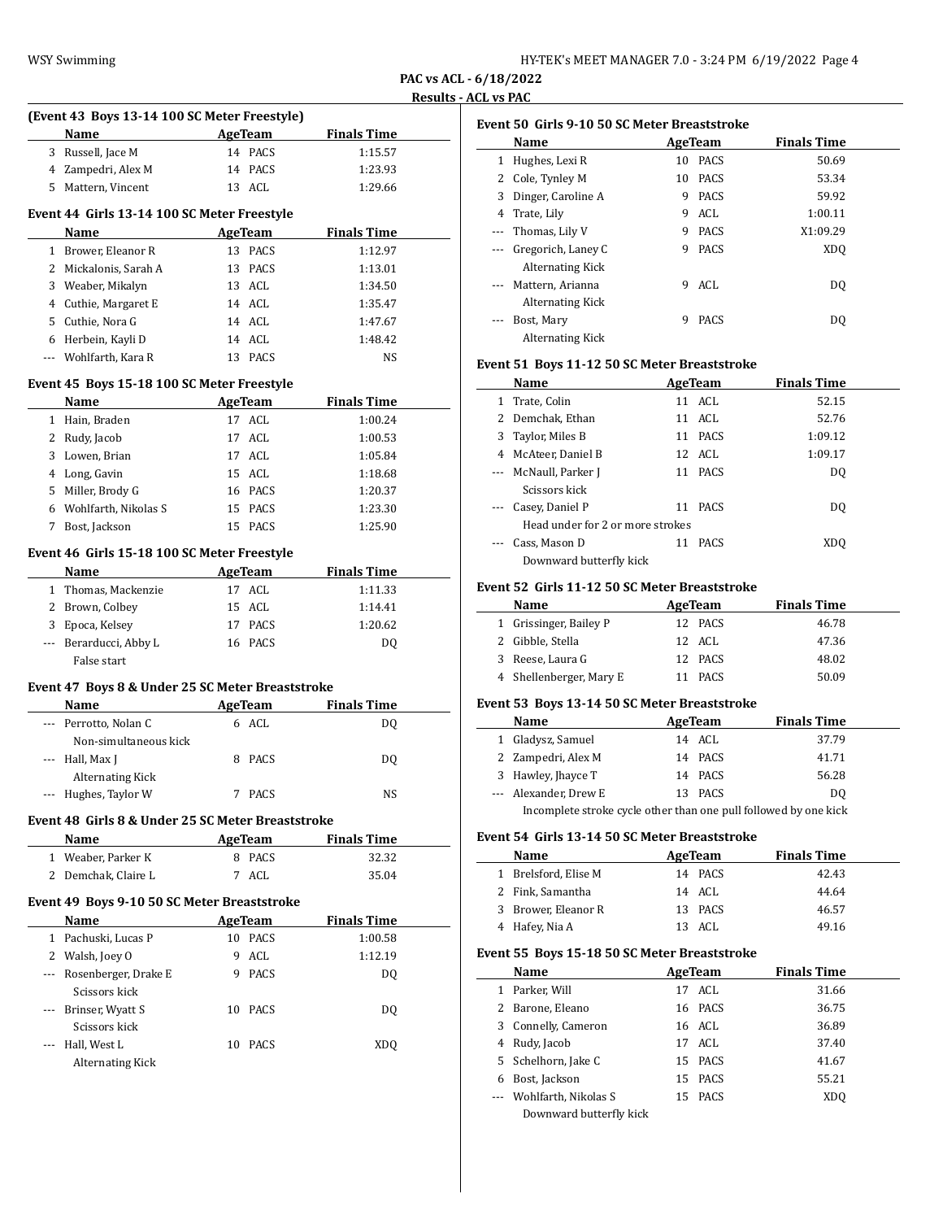## PAC vs ACL - 6/18/2022

### Results - ACL vs PAC

#### (Event 43 Boys 13-14 100 SC Meter Freestyle)

| | Name | Age | Team | Finals Time |
|---|---|---|---|---|
| 3 | Russell, Jace M | 14 | PACS | 1:15.57 |
| 4 | Zampedri, Alex M | 14 | PACS | 1:23.93 |
| 5 | Mattern, Vincent | 13 | ACL | 1:29.66 |

#### Event 44 Girls 13-14 100 SC Meter Freestyle

| | Name | Age | Team | Finals Time |
|---|---|---|---|---|
| 1 | Brower, Eleanor R | 13 | PACS | 1:12.97 |
| 2 | Mickalonis, Sarah A | 13 | PACS | 1:13.01 |
| 3 | Weaber, Mikalyn | 13 | ACL | 1:34.50 |
| 4 | Cuthie, Margaret E | 14 | ACL | 1:35.47 |
| 5 | Cuthie, Nora G | 14 | ACL | 1:47.67 |
| 6 | Herbein, Kayli D | 14 | ACL | 1:48.42 |
| --- | Wohlfarth, Kara R | 13 | PACS | NS |

#### Event 45 Boys 15-18 100 SC Meter Freestyle

| | Name | Age | Team | Finals Time |
|---|---|---|---|---|
| 1 | Hain, Braden | 17 | ACL | 1:00.24 |
| 2 | Rudy, Jacob | 17 | ACL | 1:00.53 |
| 3 | Lowen, Brian | 17 | ACL | 1:05.84 |
| 4 | Long, Gavin | 15 | ACL | 1:18.68 |
| 5 | Miller, Brody G | 16 | PACS | 1:20.37 |
| 6 | Wohlfarth, Nikolas S | 15 | PACS | 1:23.30 |
| 7 | Bost, Jackson | 15 | PACS | 1:25.90 |

#### Event 46 Girls 15-18 100 SC Meter Freestyle

| | Name | Age | Team | Finals Time |
|---|---|---|---|---|
| 1 | Thomas, Mackenzie | 17 | ACL | 1:11.33 |
| 2 | Brown, Colbey | 15 | ACL | 1:14.41 |
| 3 | Epoca, Kelsey | 17 | PACS | 1:20.62 |
| --- | Berarducci, Abby L | 16 | PACS | DQ |
| | False start | | | |

#### Event 47 Boys 8 & Under 25 SC Meter Breaststroke

| | Name | Age | Team | Finals Time |
|---|---|---|---|---|
| --- | Perrotto, Nolan C | 6 | ACL | DQ |
| | Non-simultaneous kick | | | |
| --- | Hall, Max J | 8 | PACS | DQ |
| | Alternating Kick | | | |
| --- | Hughes, Taylor W | 7 | PACS | NS |

#### Event 48 Girls 8 & Under 25 SC Meter Breaststroke

| | Name | Age | Team | Finals Time |
|---|---|---|---|---|
| 1 | Weaber, Parker K | 8 | PACS | 32.32 |
| 2 | Demchak, Claire L | 7 | ACL | 35.04 |

#### Event 49 Boys 9-10 50 SC Meter Breaststroke

| | Name | Age | Team | Finals Time |
|---|---|---|---|---|
| 1 | Pachuski, Lucas P | 10 | PACS | 1:00.58 |
| 2 | Walsh, Joey O | 9 | ACL | 1:12.19 |
| --- | Rosenberger, Drake E | 9 | PACS | DQ |
| | Scissors kick | | | |
| --- | Brinser, Wyatt S | 10 | PACS | DQ |
| | Scissors kick | | | |
| --- | Hall, West L | 10 | PACS | XDQ |
| | Alternating Kick | | | |

#### Event 50 Girls 9-10 50 SC Meter Breaststroke

| | Name | Age | Team | Finals Time |
|---|---|---|---|---|
| 1 | Hughes, Lexi R | 10 | PACS | 50.69 |
| 2 | Cole, Tynley M | 10 | PACS | 53.34 |
| 3 | Dinger, Caroline A | 9 | PACS | 59.92 |
| 4 | Trate, Lily | 9 | ACL | 1:00.11 |
| --- | Thomas, Lily V | 9 | PACS | X1:09.29 |
| --- | Gregorich, Laney C | 9 | PACS | XDQ |
| | Alternating Kick | | | |
| --- | Mattern, Arianna | 9 | ACL | DQ |
| | Alternating Kick | | | |
| --- | Bost, Mary | 9 | PACS | DQ |
| | Alternating Kick | | | |

#### Event 51 Boys 11-12 50 SC Meter Breaststroke

| | Name | Age | Team | Finals Time |
|---|---|---|---|---|
| 1 | Trate, Colin | 11 | ACL | 52.15 |
| 2 | Demchak, Ethan | 11 | ACL | 52.76 |
| 3 | Taylor, Miles B | 11 | PACS | 1:09.12 |
| 4 | McAteer, Daniel B | 12 | ACL | 1:09.17 |
| --- | McNaull, Parker J | 11 | PACS | DQ |
| | Scissors kick | | | |
| --- | Casey, Daniel P | 11 | PACS | DQ |
| | Head under for 2 or more strokes | | | |
| --- | Cass, Mason D | 11 | PACS | XDQ |
| | Downward butterfly kick | | | |

#### Event 52 Girls 11-12 50 SC Meter Breaststroke

| | Name | Age | Team | Finals Time |
|---|---|---|---|---|
| 1 | Grissinger, Bailey P | 12 | PACS | 46.78 |
| 2 | Gibble, Stella | 12 | ACL | 47.36 |
| 3 | Reese, Laura G | 12 | PACS | 48.02 |
| 4 | Shellenberger, Mary E | 11 | PACS | 50.09 |

#### Event 53 Boys 13-14 50 SC Meter Breaststroke

| | Name | Age | Team | Finals Time |
|---|---|---|---|---|
| 1 | Gladysz, Samuel | 14 | ACL | 37.79 |
| 2 | Zampedri, Alex M | 14 | PACS | 41.71 |
| 3 | Hawley, Jhayce T | 14 | PACS | 56.28 |
| --- | Alexander, Drew E | 13 | PACS | DQ |
| | Incomplete stroke cycle other than one pull followed by one kick | | | |

#### Event 54 Girls 13-14 50 SC Meter Breaststroke

| | Name | Age | Team | Finals Time |
|---|---|---|---|---|
| 1 | Brelsford, Elise M | 14 | PACS | 42.43 |
| 2 | Fink, Samantha | 14 | ACL | 44.64 |
| 3 | Brower, Eleanor R | 13 | PACS | 46.57 |
| 4 | Hafey, Nia A | 13 | ACL | 49.16 |

#### Event 55 Boys 15-18 50 SC Meter Breaststroke

| | Name | Age | Team | Finals Time |
|---|---|---|---|---|
| 1 | Parker, Will | 17 | ACL | 31.66 |
| 2 | Barone, Eleano | 16 | PACS | 36.75 |
| 3 | Connelly, Cameron | 16 | ACL | 36.89 |
| 4 | Rudy, Jacob | 17 | ACL | 37.40 |
| 5 | Schelhorn, Jake C | 15 | PACS | 41.67 |
| 6 | Bost, Jackson | 15 | PACS | 55.21 |
| --- | Wohlfarth, Nikolas S | 15 | PACS | XDQ |
| | Downward butterfly kick | | | |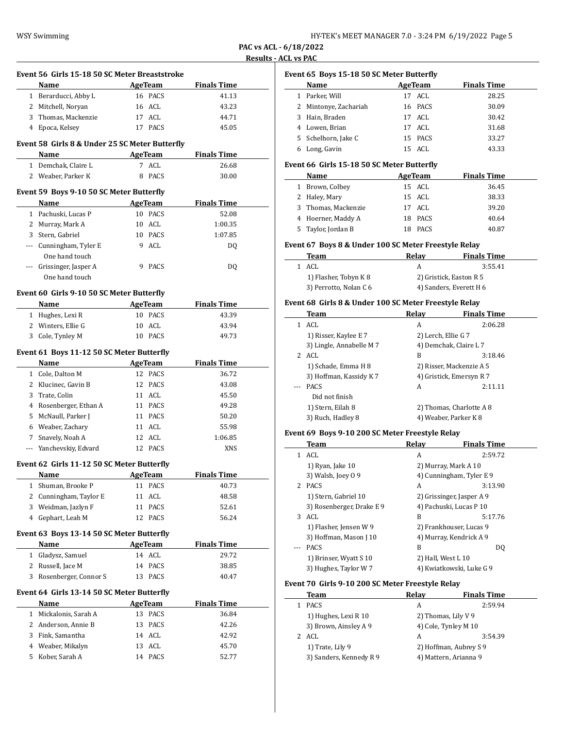PAC vs ACL - 6/18/2022

Results - ACL vs PAC

### Event 56 Girls 15-18 50 SC Meter Breaststroke

| | Name | Age | Team | Finals Time |
|---|---|---|---|---|
| 1 | Berarducci, Abby L | 16 | PACS | 41.13 |
| 2 | Mitchell, Noryan | 16 | ACL | 43.23 |
| 3 | Thomas, Mackenzie | 17 | ACL | 44.71 |
| 4 | Epoca, Kelsey | 17 | PACS | 45.05 |

### Event 58 Girls 8 & Under 25 SC Meter Butterfly

| | Name | Age | Team | Finals Time |
|---|---|---|---|---|
| 1 | Demchak, Claire L | 7 | ACL | 26.68 |
| 2 | Weaber, Parker K | 8 | PACS | 30.00 |

### Event 59 Boys 9-10 50 SC Meter Butterfly

| | Name | Age | Team | Finals Time |
|---|---|---|---|---|
| 1 | Pachuski, Lucas P | 10 | PACS | 52.08 |
| 2 | Murray, Mark A | 10 | ACL | 1:00.35 |
| 3 | Stern, Gabriel | 10 | PACS | 1:07.85 |
| --- | Cunningham, Tyler E | 9 | ACL | DQ |
| | One hand touch | | | |
| --- | Grissinger, Jasper A | 9 | PACS | DQ |
| | One hand touch | | | |

### Event 60 Girls 9-10 50 SC Meter Butterfly

| | Name | Age | Team | Finals Time |
|---|---|---|---|---|
| 1 | Hughes, Lexi R | 10 | PACS | 43.39 |
| 2 | Winters, Ellie G | 10 | ACL | 43.94 |
| 3 | Cole, Tynley M | 10 | PACS | 49.73 |

### Event 61 Boys 11-12 50 SC Meter Butterfly

| | Name | Age | Team | Finals Time |
|---|---|---|---|---|
| 1 | Cole, Dalton M | 12 | PACS | 36.72 |
| 2 | Klucinec, Gavin B | 12 | PACS | 43.08 |
| 3 | Trate, Colin | 11 | ACL | 45.50 |
| 4 | Rosenberger, Ethan A | 11 | PACS | 49.28 |
| 5 | McNaull, Parker J | 11 | PACS | 50.20 |
| 6 | Weaber, Zachary | 11 | ACL | 55.98 |
| 7 | Snavely, Noah A | 12 | ACL | 1:06.85 |
| --- | Yanchevskiy, Edvard | 12 | PACS | XNS |

### Event 62 Girls 11-12 50 SC Meter Butterfly

| | Name | Age | Team | Finals Time |
|---|---|---|---|---|
| 1 | Shuman, Brooke P | 11 | PACS | 40.73 |
| 2 | Cunningham, Taylor E | 11 | ACL | 48.58 |
| 3 | Weidman, Jazlyn F | 11 | PACS | 52.61 |
| 4 | Gephart, Leah M | 12 | PACS | 56.24 |

### Event 63 Boys 13-14 50 SC Meter Butterfly

| | Name | Age | Team | Finals Time |
|---|---|---|---|---|
| 1 | Gladysz, Samuel | 14 | ACL | 29.72 |
| 2 | Russell, Jace M | 14 | PACS | 38.85 |
| 3 | Rosenberger, Connor S | 13 | PACS | 40.47 |

### Event 64 Girls 13-14 50 SC Meter Butterfly

| | Name | Age | Team | Finals Time |
|---|---|---|---|---|
| 1 | Mickalonis, Sarah A | 13 | PACS | 36.84 |
| 2 | Anderson, Annie B | 13 | PACS | 42.26 |
| 3 | Fink, Samantha | 14 | ACL | 42.92 |
| 4 | Weaber, Mikalyn | 13 | ACL | 45.70 |
| 5 | Kober, Sarah A | 14 | PACS | 52.77 |

### Event 65 Boys 15-18 50 SC Meter Butterfly

| | Name | Age | Team | Finals Time |
|---|---|---|---|---|
| 1 | Parker, Will | 17 | ACL | 28.25 |
| 2 | Mintonye, Zachariah | 16 | PACS | 30.09 |
| 3 | Hain, Braden | 17 | ACL | 30.42 |
| 4 | Lowen, Brian | 17 | ACL | 31.68 |
| 5 | Schelhorn, Jake C | 15 | PACS | 33.27 |
| 6 | Long, Gavin | 15 | ACL | 43.33 |

### Event 66 Girls 15-18 50 SC Meter Butterfly

| | Name | Age | Team | Finals Time |
|---|---|---|---|---|
| 1 | Brown, Colbey | 15 | ACL | 36.45 |
| 2 | Haley, Mary | 15 | ACL | 38.33 |
| 3 | Thomas, Mackenzie | 17 | ACL | 39.20 |
| 4 | Hoerner, Maddy A | 18 | PACS | 40.64 |
| 5 | Taylor, Jordan B | 18 | PACS | 40.87 |

### Event 67 Boys 8 & Under 100 SC Meter Freestyle Relay

| | Team | Relay | Finals Time |
|---|---|---|---|
| 1 | ACL | A | 3:55.41 |
| | 1) Flasher, Tobyn K 8 | 2) Gristick, Easton R 5 | |
| | 3) Perrotto, Nolan C 6 | 4) Sanders, Everett H 6 | |

### Event 68 Girls 8 & Under 100 SC Meter Freestyle Relay

| | Team | Relay | Finals Time |
|---|---|---|---|
| 1 | ACL | A | 2:06.28 |
| | 1) Risser, Kaylee E 7 | 2) Lerch, Ellie G 7 | |
| | 3) Lingle, Annabelle M 7 | 4) Demchak, Claire L 7 | |
| 2 | ACL | B | 3:18.46 |
| | 1) Schade, Emma H 8 | 2) Risser, Mackenzie A 5 | |
| | 3) Hoffman, Kassidy K 7 | 4) Gristick, Emersyn R 7 | |
| --- | PACS | A | 2:11.11 |
| | Did not finish | | |
| | 1) Stern, Eilah 8 | 2) Thomas, Charlotte A 8 | |
| | 3) Ruch, Hadley 8 | 4) Weaber, Parker K 8 | |

### Event 69 Boys 9-10 200 SC Meter Freestyle Relay

| | Team | Relay | Finals Time |
|---|---|---|---|
| 1 | ACL | A | 2:59.72 |
| | 1) Ryan, Jake 10 | 2) Murray, Mark A 10 | |
| | 3) Walsh, Joey O 9 | 4) Cunningham, Tyler E 9 | |
| 2 | PACS | A | 3:13.90 |
| | 1) Stern, Gabriel 10 | 2) Grissinger, Jasper A 9 | |
| | 3) Rosenberger, Drake E 9 | 4) Pachuski, Lucas P 10 | |
| 3 | ACL | B | 5:17.76 |
| | 1) Flasher, Jensen W 9 | 2) Frankhouser, Lucas 9 | |
| | 3) Hoffman, Mason J 10 | 4) Murray, Kendrick A 9 | |
| --- | PACS | B | DQ |
| | 1) Brinser, Wyatt S 10 | 2) Hall, West L 10 | |
| | 3) Hughes, Taylor W 7 | 4) Kwiatkowski, Luke G 9 | |

### Event 70 Girls 9-10 200 SC Meter Freestyle Relay

| | Team | Relay | Finals Time |
|---|---|---|---|
| 1 | PACS | A | 2:59.94 |
| | 1) Hughes, Lexi R 10 | 2) Thomas, Lily V 9 | |
| | 3) Brown, Ainsley A 9 | 4) Cole, Tynley M 10 | |
| 2 | ACL | A | 3:54.39 |
| | 1) Trate, Lily 9 | 2) Hoffman, Aubrey S 9 | |
| | 3) Sanders, Kennedy R 9 | 4) Mattern, Arianna 9 | |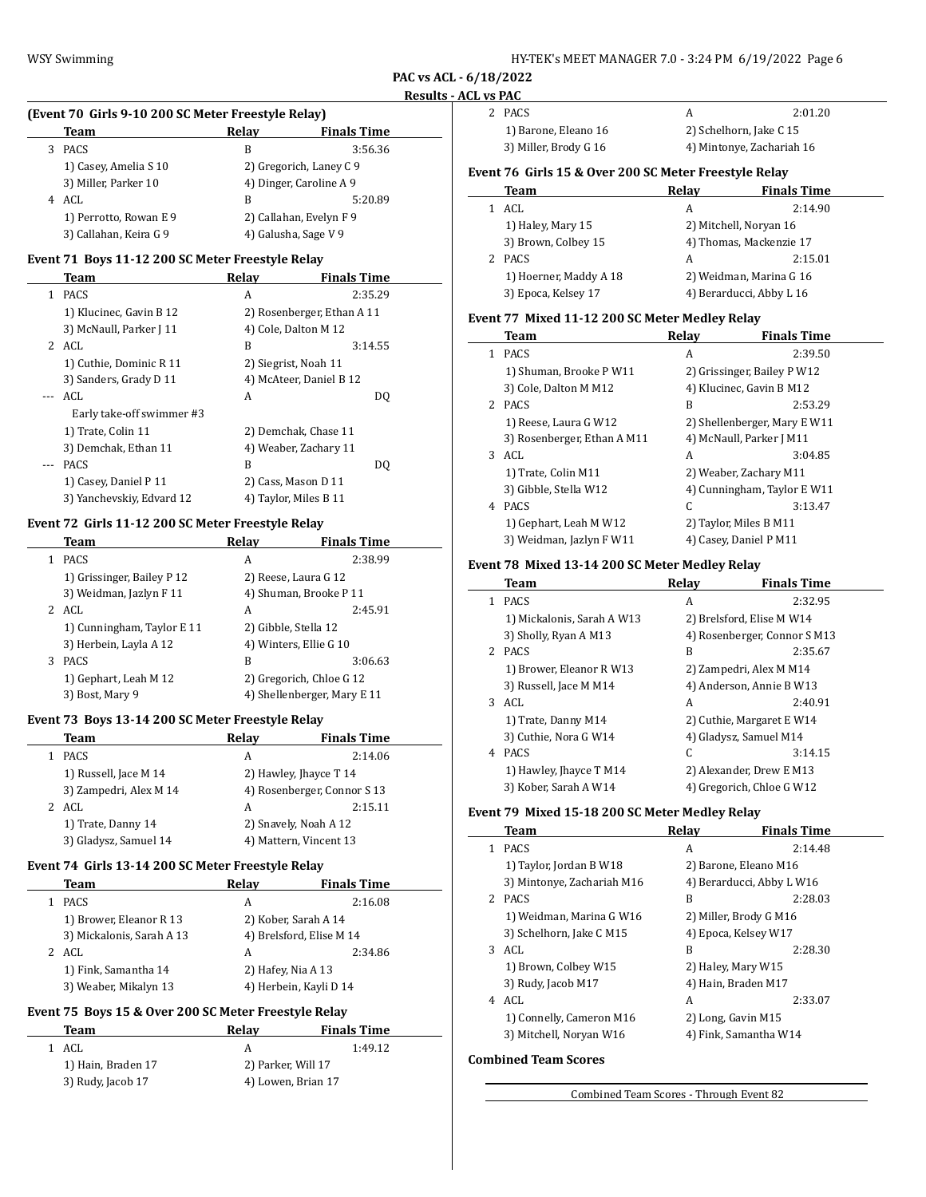## PAC vs ACL - 6/18/2022

### Results - ACL vs PAC

#### (Event 70 Girls 9-10 200 SC Meter Freestyle Relay)

| | Team | Relay | Finals Time |
|---|---|---|---|
| 3 | PACS | B | 3:56.36 |
| | 1) Casey, Amelia S 10 | 2) Gregorich, Laney C 9 | |
| | 3) Miller, Parker 10 | 4) Dinger, Caroline A 9 | |
| 4 | ACL | B | 5:20.89 |
| | 1) Perrotto, Rowan E 9 | 2) Callahan, Evelyn F 9 | |
| | 3) Callahan, Keira G 9 | 4) Galusha, Sage V 9 | |

#### Event 71 Boys 11-12 200 SC Meter Freestyle Relay

| | Team | Relay | Finals Time |
|---|---|---|---|
| 1 | PACS | A | 2:35.29 |
| | 1) Klucinec, Gavin B 12 | 2) Rosenberger, Ethan A 11 | |
| | 3) McNaull, Parker J 11 | 4) Cole, Dalton M 12 | |
| 2 | ACL | B | 3:14.55 |
| | 1) Cuthie, Dominic R 11 | 2) Siegrist, Noah 11 | |
| | 3) Sanders, Grady D 11 | 4) McAteer, Daniel B 12 | |
| --- | ACL | A | DQ |
| | Early take-off swimmer #3 | | |
| | 1) Trate, Colin 11 | 2) Demchak, Chase 11 | |
| | 3) Demchak, Ethan 11 | 4) Weaber, Zachary 11 | |
| --- | PACS | B | DQ |
| | 1) Casey, Daniel P 11 | 2) Cass, Mason D 11 | |
| | 3) Yanchevskiy, Edvard 12 | 4) Taylor, Miles B 11 | |

#### Event 72 Girls 11-12 200 SC Meter Freestyle Relay

| | Team | Relay | Finals Time |
|---|---|---|---|
| 1 | PACS | A | 2:38.99 |
| | 1) Grissinger, Bailey P 12 | 2) Reese, Laura G 12 | |
| | 3) Weidman, Jazlyn F 11 | 4) Shuman, Brooke P 11 | |
| 2 | ACL | A | 2:45.91 |
| | 1) Cunningham, Taylor E 11 | 2) Gibble, Stella 12 | |
| | 3) Herbein, Layla A 12 | 4) Winters, Ellie G 10 | |
| 3 | PACS | B | 3:06.63 |
| | 1) Gephart, Leah M 12 | 2) Gregorich, Chloe G 12 | |
| | 3) Bost, Mary 9 | 4) Shellenberger, Mary E 11 | |

#### Event 73 Boys 13-14 200 SC Meter Freestyle Relay

| | Team | Relay | Finals Time |
|---|---|---|---|
| 1 | PACS | A | 2:14.06 |
| | 1) Russell, Jace M 14 | 2) Hawley, Jhayce T 14 | |
| | 3) Zampedri, Alex M 14 | 4) Rosenberger, Connor S 13 | |
| 2 | ACL | A | 2:15.11 |
| | 1) Trate, Danny 14 | 2) Snavely, Noah A 12 | |
| | 3) Gladysz, Samuel 14 | 4) Mattern, Vincent 13 | |

#### Event 74 Girls 13-14 200 SC Meter Freestyle Relay

| | Team | Relay | Finals Time |
|---|---|---|---|
| 1 | PACS | A | 2:16.08 |
| | 1) Brower, Eleanor R 13 | 2) Kober, Sarah A 14 | |
| | 3) Mickalonis, Sarah A 13 | 4) Brelsford, Elise M 14 | |
| 2 | ACL | A | 2:34.86 |
| | 1) Fink, Samantha 14 | 2) Hafey, Nia A 13 | |
| | 3) Weaber, Mikalyn 13 | 4) Herbein, Kayli D 14 | |

#### Event 75 Boys 15 & Over 200 SC Meter Freestyle Relay

| | Team | Relay | Finals Time |
|---|---|---|---|
| 1 | ACL | A | 1:49.12 |
| | 1) Hain, Braden 17 | 2) Parker, Will 17 | |
| | 3) Rudy, Jacob 17 | 4) Lowen, Brian 17 | |
| 2 | PACS | A | 2:01.20 |
| | 1) Barone, Eleano 16 | 2) Schelhorn, Jake C 15 | |
| | 3) Miller, Brody G 16 | 4) Mintonye, Zachariah 16 | |

#### Event 76 Girls 15 & Over 200 SC Meter Freestyle Relay

| | Team | Relay | Finals Time |
|---|---|---|---|
| 1 | ACL | A | 2:14.90 |
| | 1) Haley, Mary 15 | 2) Mitchell, Noryan 16 | |
| | 3) Brown, Colbey 15 | 4) Thomas, Mackenzie 17 | |
| 2 | PACS | A | 2:15.01 |
| | 1) Hoerner, Maddy A 18 | 2) Weidman, Marina G 16 | |
| | 3) Epoca, Kelsey 17 | 4) Berarducci, Abby L 16 | |

#### Event 77 Mixed 11-12 200 SC Meter Medley Relay

| | Team | Relay | Finals Time |
|---|---|---|---|
| 1 | PACS | A | 2:39.50 |
| | 1) Shuman, Brooke P W11 | 2) Grissinger, Bailey P W12 | |
| | 3) Cole, Dalton M M12 | 4) Klucinec, Gavin B M12 | |
| 2 | PACS | B | 2:53.29 |
| | 1) Reese, Laura G W12 | 2) Shellenberger, Mary E W11 | |
| | 3) Rosenberger, Ethan A M11 | 4) McNaull, Parker J M11 | |
| 3 | ACL | A | 3:04.85 |
| | 1) Trate, Colin M11 | 2) Weaber, Zachary M11 | |
| | 3) Gibble, Stella W12 | 4) Cunningham, Taylor E W11 | |
| 4 | PACS | C | 3:13.47 |
| | 1) Gephart, Leah M W12 | 2) Taylor, Miles B M11 | |
| | 3) Weidman, Jazlyn F W11 | 4) Casey, Daniel P M11 | |

#### Event 78 Mixed 13-14 200 SC Meter Medley Relay

| | Team | Relay | Finals Time |
|---|---|---|---|
| 1 | PACS | A | 2:32.95 |
| | 1) Mickalonis, Sarah A W13 | 2) Brelsford, Elise M W14 | |
| | 3) Sholly, Ryan A M13 | 4) Rosenberger, Connor S M13 | |
| 2 | PACS | B | 2:35.67 |
| | 1) Brower, Eleanor R W13 | 2) Zampedri, Alex M M14 | |
| | 3) Russell, Jace M M14 | 4) Anderson, Annie B W13 | |
| 3 | ACL | A | 2:40.91 |
| | 1) Trate, Danny M14 | 2) Cuthie, Margaret E W14 | |
| | 3) Cuthie, Nora G W14 | 4) Gladysz, Samuel M14 | |
| 4 | PACS | C | 3:14.15 |
| | 1) Hawley, Jhayce T M14 | 2) Alexander, Drew E M13 | |
| | 3) Kober, Sarah A W14 | 4) Gregorich, Chloe G W12 | |

#### Event 79 Mixed 15-18 200 SC Meter Medley Relay

| | Team | Relay | Finals Time |
|---|---|---|---|
| 1 | PACS | A | 2:14.48 |
| | 1) Taylor, Jordan B W18 | 2) Barone, Eleano M16 | |
| | 3) Mintonye, Zachariah M16 | 4) Berarducci, Abby L W16 | |
| 2 | PACS | B | 2:28.03 |
| | 1) Weidman, Marina G W16 | 2) Miller, Brody G M16 | |
| | 3) Schelhorn, Jake C M15 | 4) Epoca, Kelsey W17 | |
| 3 | ACL | B | 2:28.30 |
| | 1) Brown, Colbey W15 | 2) Haley, Mary W15 | |
| | 3) Rudy, Jacob M17 | 4) Hain, Braden M17 | |
| 4 | ACL | A | 2:33.07 |
| | 1) Connelly, Cameron M16 | 2) Long, Gavin M15 | |
| | 3) Mitchell, Noryan W16 | 4) Fink, Samantha W14 | |

#### Combined Team Scores

Combined Team Scores - Through Event 82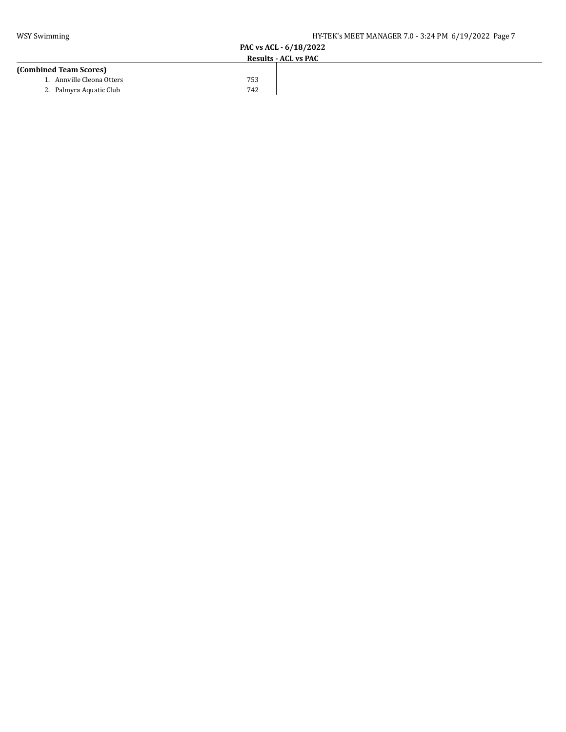## (Combined Team Scores)

| | | |
|---|---|---|
| 1. | Annville Cleona Otters | 753 |
| 2. | Palmyra Aquatic Club | 742 |